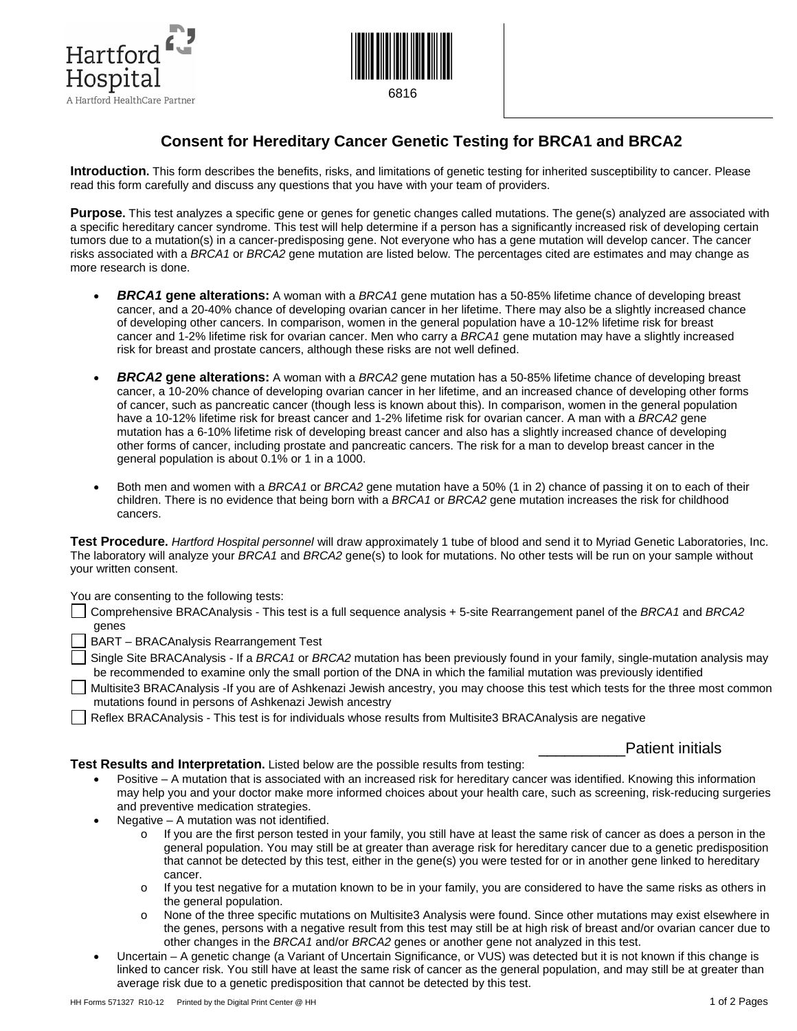Hartford Hospital
A Hartford HealthCare Partner

6816

# Consent for Hereditary Cancer Genetic Testing for BRCA1 and BRCA2

**Introduction.** This form describes the benefits, risks, and limitations of genetic testing for inherited susceptibility to cancer. Please read this form carefully and discuss any questions that you have with your team of providers.

**Purpose.** This test analyzes a specific gene or genes for genetic changes called mutations. The gene(s) analyzed are associated with a specific hereditary cancer syndrome. This test will help determine if a person has a significantly increased risk of developing certain tumors due to a mutation(s) in a cancer-predisposing gene. Not everyone who has a gene mutation will develop cancer. The cancer risks associated with a *BRCA1* or *BRCA2* gene mutation are listed below. The percentages cited are estimates and may change as more research is done.

- ***BRCA1* gene alterations:** A woman with a *BRCA1* gene mutation has a 50-85% lifetime chance of developing breast cancer, and a 20-40% chance of developing ovarian cancer in her lifetime. There may also be a slightly increased chance of developing other cancers. In comparison, women in the general population have a 10-12% lifetime risk for breast cancer and 1-2% lifetime risk for ovarian cancer. Men who carry a *BRCA1* gene mutation may have a slightly increased risk for breast and prostate cancers, although these risks are not well defined.

- ***BRCA2* gene alterations:** A woman with a *BRCA2* gene mutation has a 50-85% lifetime chance of developing breast cancer, a 10-20% chance of developing ovarian cancer in her lifetime, and an increased chance of developing other forms of cancer, such as pancreatic cancer (though less is known about this). In comparison, women in the general population have a 10-12% lifetime risk for breast cancer and 1-2% lifetime risk for ovarian cancer. A man with a *BRCA2* gene mutation has a 6-10% lifetime risk of developing breast cancer and also has a slightly increased chance of developing other forms of cancer, including prostate and pancreatic cancers. The risk for a man to develop breast cancer in the general population is about 0.1% or 1 in a 1000.

- Both men and women with a *BRCA1* or *BRCA2* gene mutation have a 50% (1 in 2) chance of passing it on to each of their children. There is no evidence that being born with a *BRCA1* or *BRCA2* gene mutation increases the risk for childhood cancers.

**Test Procedure.** *Hartford Hospital personnel* will draw approximately 1 tube of blood and send it to Myriad Genetic Laboratories, Inc. The laboratory will analyze your *BRCA1* and *BRCA2* gene(s) to look for mutations. No other tests will be run on your sample without your written consent.

You are consenting to the following tests:

- ☐ Comprehensive BRACAnalysis - This test is a full sequence analysis + 5-site Rearrangement panel of the *BRCA1* and *BRCA2* genes
- ☐ BART – BRACAnalysis Rearrangement Test
- ☐ Single Site BRACAnalysis - If a *BRCA1* or *BRCA2* mutation has been previously found in your family, single-mutation analysis may be recommended to examine only the small portion of the DNA in which the familial mutation was previously identified
- ☐ Multisite3 BRACAnalysis -If you are of Ashkenazi Jewish ancestry, you may choose this test which tests for the three most common mutations found in persons of Ashkenazi Jewish ancestry
- ☐ Reflex BRACAnalysis - This test is for individuals whose results from Multisite3 BRACAnalysis are negative

__________Patient initials

**Test Results and Interpretation.** Listed below are the possible results from testing:

- Positive – A mutation that is associated with an increased risk for hereditary cancer was identified. Knowing this information may help you and your doctor make more informed choices about your health care, such as screening, risk-reducing surgeries and preventive medication strategies.
- Negative – A mutation was not identified.
  - If you are the first person tested in your family, you still have at least the same risk of cancer as does a person in the general population. You may still be at greater than average risk for hereditary cancer due to a genetic predisposition that cannot be detected by this test, either in the gene(s) you were tested for or in another gene linked to hereditary cancer.
  - If you test negative for a mutation known to be in your family, you are considered to have the same risks as others in the general population.
  - None of the three specific mutations on Multisite3 Analysis were found. Since other mutations may exist elsewhere in the genes, persons with a negative result from this test may still be at high risk of breast and/or ovarian cancer due to other changes in the *BRCA1* and/or *BRCA2* genes or another gene not analyzed in this test.
- Uncertain – A genetic change (a Variant of Uncertain Significance, or VUS) was detected but it is not known if this change is linked to cancer risk. You still have at least the same risk of cancer as the general population, and may still be at greater than average risk due to a genetic predisposition that cannot be detected by this test.

HH Forms 571327 R10-12 Printed by the Digital Print Center @ HH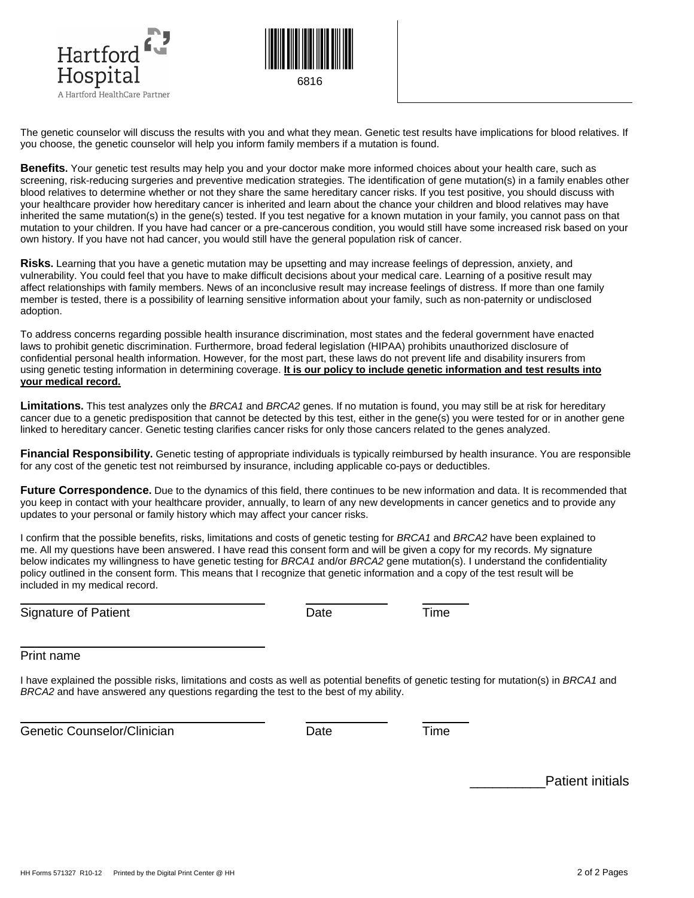Hartford Hospital
A Hartford HealthCare Partner

6816

The genetic counselor will discuss the results with you and what they mean. Genetic test results have implications for blood relatives. If you choose, the genetic counselor will help you inform family members if a mutation is found.

**Benefits.** Your genetic test results may help you and your doctor make more informed choices about your health care, such as screening, risk-reducing surgeries and preventive medication strategies. The identification of gene mutation(s) in a family enables other blood relatives to determine whether or not they share the same hereditary cancer risks. If you test positive, you should discuss with your healthcare provider how hereditary cancer is inherited and learn about the chance your children and blood relatives may have inherited the same mutation(s) in the gene(s) tested. If you test negative for a known mutation in your family, you cannot pass on that mutation to your children. If you have had cancer or a pre-cancerous condition, you would still have some increased risk based on your own history. If you have not had cancer, you would still have the general population risk of cancer.

**Risks.** Learning that you have a genetic mutation may be upsetting and may increase feelings of depression, anxiety, and vulnerability. You could feel that you have to make difficult decisions about your medical care. Learning of a positive result may affect relationships with family members. News of an inconclusive result may increase feelings of distress. If more than one family member is tested, there is a possibility of learning sensitive information about your family, such as non-paternity or undisclosed adoption.

To address concerns regarding possible health insurance discrimination, most states and the federal government have enacted laws to prohibit genetic discrimination. Furthermore, broad federal legislation (HIPAA) prohibits unauthorized disclosure of confidential personal health information. However, for the most part, these laws do not prevent life and disability insurers from using genetic testing information in determining coverage. **It is our policy to include genetic information and test results into your medical record.**

**Limitations.** This test analyzes only the *BRCA1* and *BRCA2* genes. If no mutation is found, you may still be at risk for hereditary cancer due to a genetic predisposition that cannot be detected by this test, either in the gene(s) you were tested for or in another gene linked to hereditary cancer. Genetic testing clarifies cancer risks for only those cancers related to the genes analyzed.

**Financial Responsibility.** Genetic testing of appropriate individuals is typically reimbursed by health insurance. You are responsible for any cost of the genetic test not reimbursed by insurance, including applicable co-pays or deductibles.

**Future Correspondence.** Due to the dynamics of this field, there continues to be new information and data. It is recommended that you keep in contact with your healthcare provider, annually, to learn of any new developments in cancer genetics and to provide any updates to your personal or family history which may affect your cancer risks.

I confirm that the possible benefits, risks, limitations and costs of genetic testing for *BRCA1* and *BRCA2* have been explained to me. All my questions have been answered. I have read this consent form and will be given a copy for my records. My signature below indicates my willingness to have genetic testing for *BRCA1* and/or *BRCA2* gene mutation(s). I understand the confidentiality policy outlined in the consent form. This means that I recognize that genetic information and a copy of the test result will be included in my medical record.

\_\_\_\_\_\_\_\_\_\_\_\_\_\_\_\_\_\_\_\_\_\_\_\_\_\_\_\_\_\_ \_\_\_\_\_\_\_\_\_\_ \_\_\_\_\_\_
Signature of Patient Date Time

\_\_\_\_\_\_\_\_\_\_\_\_\_\_\_\_\_\_\_\_\_\_\_\_\_\_\_\_\_\_
Print name

I have explained the possible risks, limitations and costs as well as potential benefits of genetic testing for mutation(s) in *BRCA1* and *BRCA2* and have answered any questions regarding the test to the best of my ability.

\_\_\_\_\_\_\_\_\_\_\_\_\_\_\_\_\_\_\_\_\_\_\_\_\_\_\_\_\_\_ \_\_\_\_\_\_\_\_\_\_ \_\_\_\_\_\_
Genetic Counselor/Clinician Date Time

\_\_\_\_\_\_\_\_\_\_Patient initials

HH Forms 571327 R10-12 Printed by the Digital Print Center @ HH